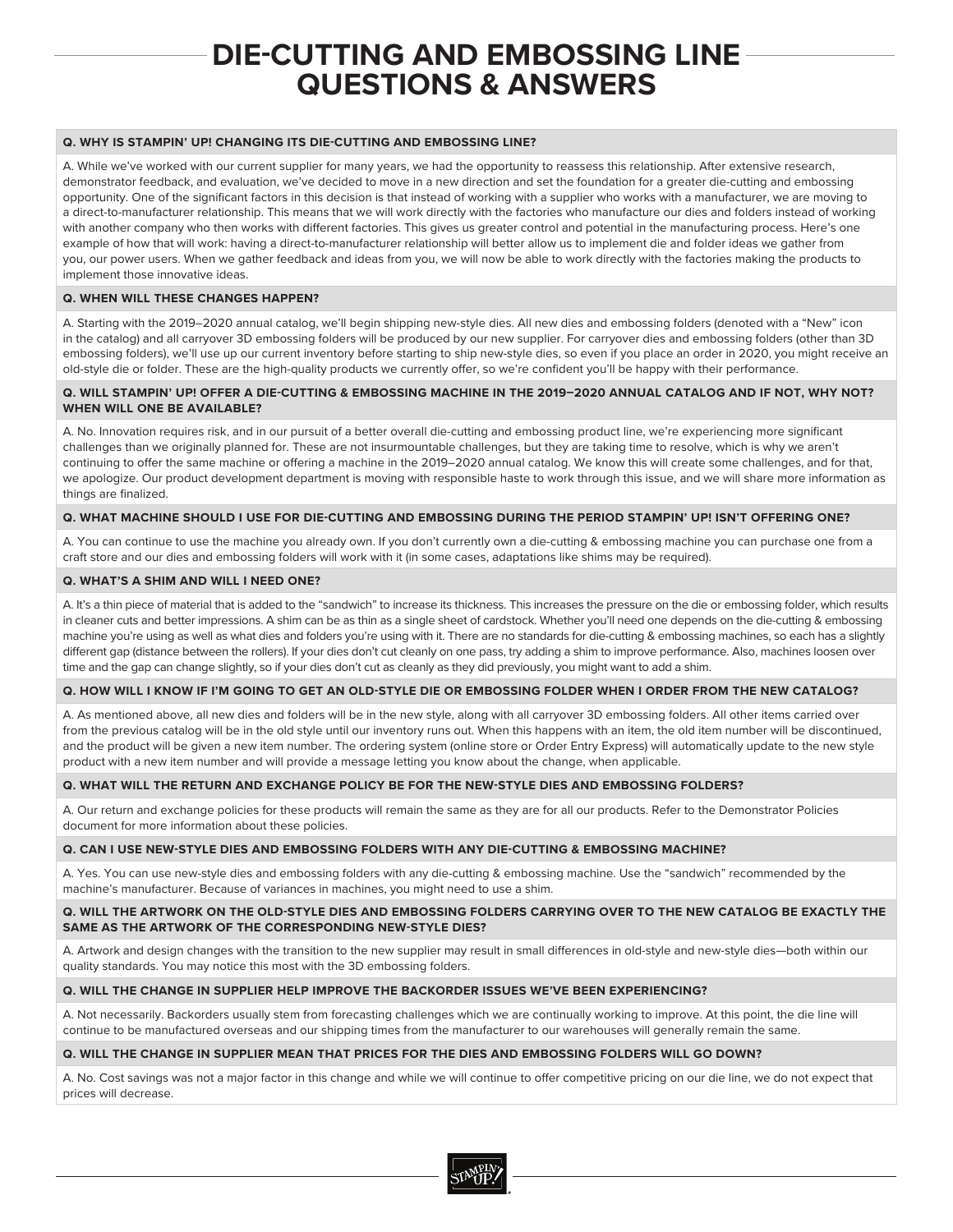# DIE-CUTTING AND EMBOSSING LINE QUESTIONS & ANSWERS

**Q. WHY IS STAMPIN' UP! CHANGING ITS DIE-CUTTING AND EMBOSSING LINE?**

A. While we've worked with our current supplier for many years, we had the opportunity to reassess this relationship. After extensive research, demonstrator feedback, and evaluation, we've decided to move in a new direction and set the foundation for a greater die-cutting and embossing opportunity. One of the significant factors in this decision is that instead of working with a supplier who works with a manufacturer, we are moving to a direct-to-manufacturer relationship. This means that we will work directly with the factories who manufacture our dies and folders instead of working with another company who then works with different factories. This gives us greater control and potential in the manufacturing process. Here's one example of how that will work: having a direct-to-manufacturer relationship will better allow us to implement die and folder ideas we gather from you, our power users. When we gather feedback and ideas from you, we will now be able to work directly with the factories making the products to implement those innovative ideas.

**Q. WHEN WILL THESE CHANGES HAPPEN?**

A. Starting with the 2019–2020 annual catalog, we'll begin shipping new-style dies. All new dies and embossing folders (denoted with a "New" icon in the catalog) and all carryover 3D embossing folders will be produced by our new supplier. For carryover dies and embossing folders (other than 3D embossing folders), we'll use up our current inventory before starting to ship new-style dies, so even if you place an order in 2020, you might receive an old-style die or folder. These are the high-quality products we currently offer, so we're confident you'll be happy with their performance.

**Q. WILL STAMPIN' UP! OFFER A DIE-CUTTING & EMBOSSING MACHINE IN THE 2019–2020 ANNUAL CATALOG AND IF NOT, WHY NOT? WHEN WILL ONE BE AVAILABLE?**

A. No. Innovation requires risk, and in our pursuit of a better overall die-cutting and embossing product line, we're experiencing more significant challenges than we originally planned for. These are not insurmountable challenges, but they are taking time to resolve, which is why we aren't continuing to offer the same machine or offering a machine in the 2019–2020 annual catalog. We know this will create some challenges, and for that, we apologize. Our product development department is moving with responsible haste to work through this issue, and we will share more information as things are finalized.

**Q. WHAT MACHINE SHOULD I USE FOR DIE-CUTTING AND EMBOSSING DURING THE PERIOD STAMPIN' UP! ISN'T OFFERING ONE?**

A. You can continue to use the machine you already own. If you don't currently own a die-cutting & embossing machine you can purchase one from a craft store and our dies and embossing folders will work with it (in some cases, adaptations like shims may be required).

**Q. WHAT'S A SHIM AND WILL I NEED ONE?**

A. It's a thin piece of material that is added to the "sandwich" to increase its thickness. This increases the pressure on the die or embossing folder, which results in cleaner cuts and better impressions. A shim can be as thin as a single sheet of cardstock. Whether you'll need one depends on the die-cutting & embossing machine you're using as well as what dies and folders you're using with it. There are no standards for die-cutting & embossing machines, so each has a slightly different gap (distance between the rollers). If your dies don't cut cleanly on one pass, try adding a shim to improve performance. Also, machines loosen over time and the gap can change slightly, so if your dies don't cut as cleanly as they did previously, you might want to add a shim.

**Q. HOW WILL I KNOW IF I'M GOING TO GET AN OLD-STYLE DIE OR EMBOSSING FOLDER WHEN I ORDER FROM THE NEW CATALOG?**

A. As mentioned above, all new dies and folders will be in the new style, along with all carryover 3D embossing folders. All other items carried over from the previous catalog will be in the old style until our inventory runs out. When this happens with an item, the old item number will be discontinued, and the product will be given a new item number. The ordering system (online store or Order Entry Express) will automatically update to the new style product with a new item number and will provide a message letting you know about the change, when applicable.

**Q. WHAT WILL THE RETURN AND EXCHANGE POLICY BE FOR THE NEW-STYLE DIES AND EMBOSSING FOLDERS?**

A. Our return and exchange policies for these products will remain the same as they are for all our products. Refer to the Demonstrator Policies document for more information about these policies.

**Q. CAN I USE NEW-STYLE DIES AND EMBOSSING FOLDERS WITH ANY DIE-CUTTING & EMBOSSING MACHINE?**

A. Yes. You can use new-style dies and embossing folders with any die-cutting & embossing machine. Use the "sandwich" recommended by the machine's manufacturer. Because of variances in machines, you might need to use a shim.

**Q. WILL THE ARTWORK ON THE OLD-STYLE DIES AND EMBOSSING FOLDERS CARRYING OVER TO THE NEW CATALOG BE EXACTLY THE SAME AS THE ARTWORK OF THE CORRESPONDING NEW-STYLE DIES?**

A. Artwork and design changes with the transition to the new supplier may result in small differences in old-style and new-style dies—both within our quality standards. You may notice this most with the 3D embossing folders.

**Q. WILL THE CHANGE IN SUPPLIER HELP IMPROVE THE BACKORDER ISSUES WE'VE BEEN EXPERIENCING?**

A. Not necessarily. Backorders usually stem from forecasting challenges which we are continually working to improve. At this point, the die line will continue to be manufactured overseas and our shipping times from the manufacturer to our warehouses will generally remain the same.

**Q. WILL THE CHANGE IN SUPPLIER MEAN THAT PRICES FOR THE DIES AND EMBOSSING FOLDERS WILL GO DOWN?**

A. No. Cost savings was not a major factor in this change and while we will continue to offer competitive pricing on our die line, we do not expect that prices will decrease.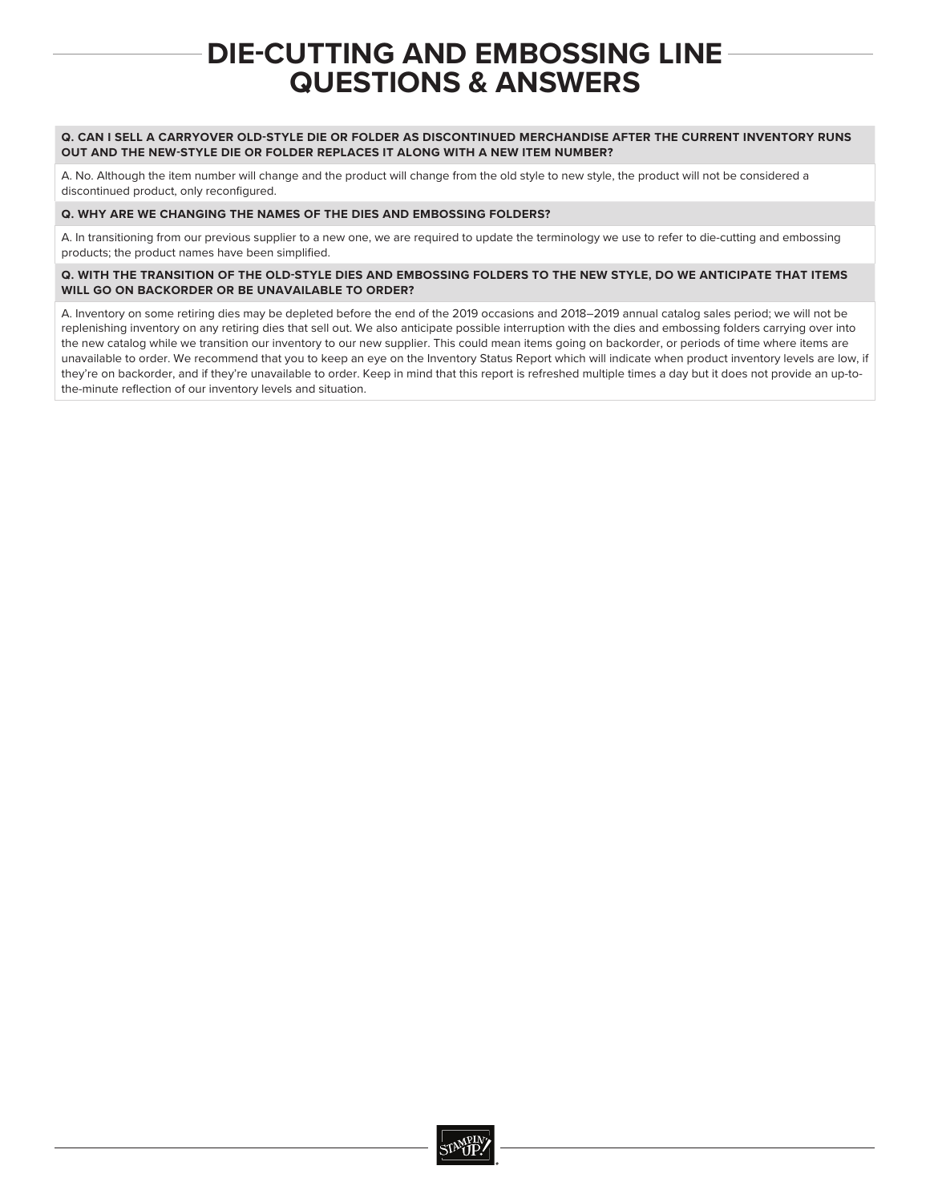# DIE-CUTTING AND EMBOSSING LINE QUESTIONS & ANSWERS

**Q. CAN I SELL A CARRYOVER OLD-STYLE DIE OR FOLDER AS DISCONTINUED MERCHANDISE AFTER THE CURRENT INVENTORY RUNS OUT AND THE NEW-STYLE DIE OR FOLDER REPLACES IT ALONG WITH A NEW ITEM NUMBER?**

A. No. Although the item number will change and the product will change from the old style to new style, the product will not be considered a discontinued product, only reconfigured.

**Q. WHY ARE WE CHANGING THE NAMES OF THE DIES AND EMBOSSING FOLDERS?**

A. In transitioning from our previous supplier to a new one, we are required to update the terminology we use to refer to die-cutting and embossing products; the product names have been simplified.

**Q. WITH THE TRANSITION OF THE OLD-STYLE DIES AND EMBOSSING FOLDERS TO THE NEW STYLE, DO WE ANTICIPATE THAT ITEMS WILL GO ON BACKORDER OR BE UNAVAILABLE TO ORDER?**

A. Inventory on some retiring dies may be depleted before the end of the 2019 occasions and 2018–2019 annual catalog sales period; we will not be replenishing inventory on any retiring dies that sell out. We also anticipate possible interruption with the dies and embossing folders carrying over into the new catalog while we transition our inventory to our new supplier. This could mean items going on backorder, or periods of time where items are unavailable to order. We recommend that you to keep an eye on the Inventory Status Report which will indicate when product inventory levels are low, if they're on backorder, and if they're unavailable to order. Keep in mind that this report is refreshed multiple times a day but it does not provide an up-to-the-minute reflection of our inventory levels and situation.